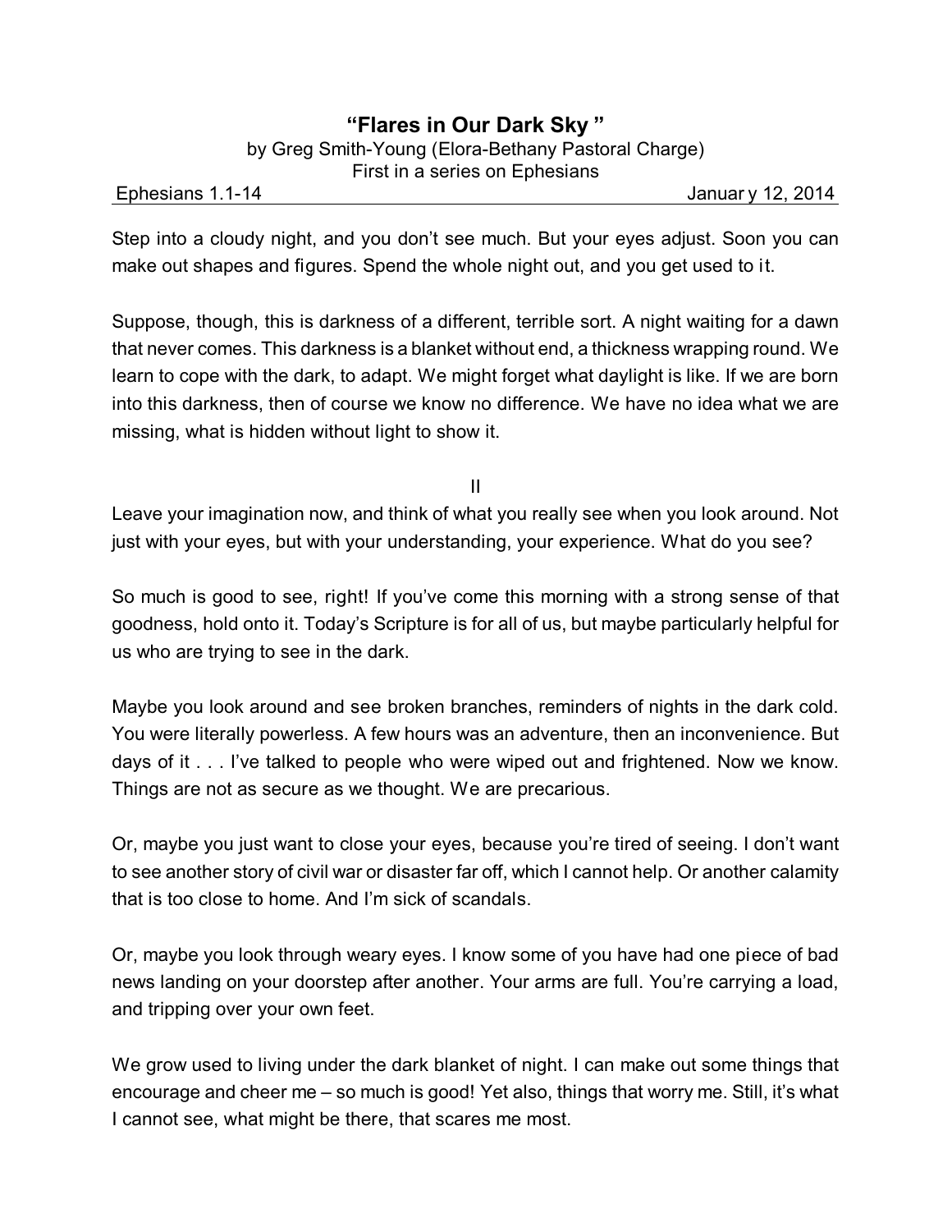# "Flares in Our Dark Sky"

by Greg Smith-Young (Elora-Bethany Pastoral Charge)
First in a series on Ephesians

Ephesians 1.1-14 — January 12, 2014

Step into a cloudy night, and you don't see much. But your eyes adjust. Soon you can make out shapes and figures. Spend the whole night out, and you get used to it.

Suppose, though, this is darkness of a different, terrible sort. A night waiting for a dawn that never comes. This darkness is a blanket without end, a thickness wrapping round. We learn to cope with the dark, to adapt. We might forget what daylight is like. If we are born into this darkness, then of course we know no difference. We have no idea what we are missing, what is hidden without light to show it.

II

Leave your imagination now, and think of what you really see when you look around. Not just with your eyes, but with your understanding, your experience. What do you see?

So much is good to see, right! If you've come this morning with a strong sense of that goodness, hold onto it. Today's Scripture is for all of us, but maybe particularly helpful for us who are trying to see in the dark.

Maybe you look around and see broken branches, reminders of nights in the dark cold. You were literally powerless. A few hours was an adventure, then an inconvenience. But days of it . . . I've talked to people who were wiped out and frightened. Now we know. Things are not as secure as we thought. We are precarious.

Or, maybe you just want to close your eyes, because you're tired of seeing. I don't want to see another story of civil war or disaster far off, which I cannot help. Or another calamity that is too close to home. And I'm sick of scandals.

Or, maybe you look through weary eyes. I know some of you have had one piece of bad news landing on your doorstep after another. Your arms are full. You're carrying a load, and tripping over your own feet.

We grow used to living under the dark blanket of night. I can make out some things that encourage and cheer me – so much is good! Yet also, things that worry me. Still, it's what I cannot see, what might be there, that scares me most.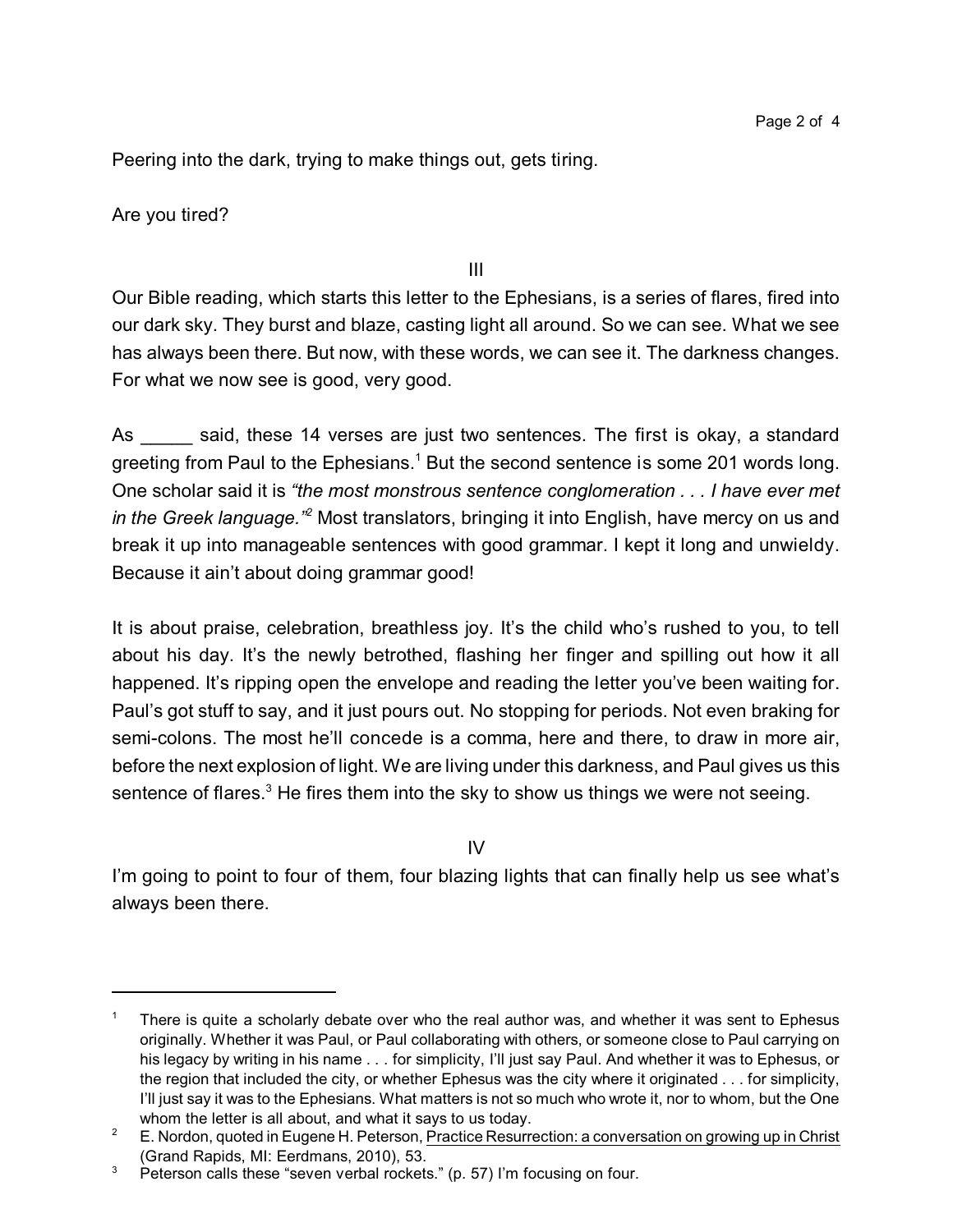Peering into the dark, trying to make things out, gets tiring.

Are you tired?

III

Our Bible reading, which starts this letter to the Ephesians, is a series of flares, fired into our dark sky. They burst and blaze, casting light all around. So we can see. What we see has always been there. But now, with these words, we can see it. The darkness changes. For what we now see is good, very good.

As _____ said, these 14 verses are just two sentences. The first is okay, a standard greeting from Paul to the Ephesians.[1] But the second sentence is some 201 words long. One scholar said it is *"the most monstrous sentence conglomeration . . . I have ever met in the Greek language."*[2] Most translators, bringing it into English, have mercy on us and break it up into manageable sentences with good grammar. I kept it long and unwieldy. Because it ain't about doing grammar good!

It is about praise, celebration, breathless joy. It's the child who's rushed to you, to tell about his day. It's the newly betrothed, flashing her finger and spilling out how it all happened. It's ripping open the envelope and reading the letter you've been waiting for. Paul's got stuff to say, and it just pours out. No stopping for periods. Not even braking for semi-colons. The most he'll concede is a comma, here and there, to draw in more air, before the next explosion of light. We are living under this darkness, and Paul gives us this sentence of flares.[3] He fires them into the sky to show us things we were not seeing.

IV

I'm going to point to four of them, four blazing lights that can finally help us see what's always been there.

---

[1] There is quite a scholarly debate over who the real author was, and whether it was sent to Ephesus originally. Whether it was Paul, or Paul collaborating with others, or someone close to Paul carrying on his legacy by writing in his name . . . for simplicity, I'll just say Paul. And whether it was to Ephesus, or the region that included the city, or whether Ephesus was the city where it originated . . . for simplicity, I'll just say it was to the Ephesians. What matters is not so much who wrote it, nor to whom, but the One whom the letter is all about, and what it says to us today.

[2] E. Nordon, quoted in Eugene H. Peterson, Practice Resurrection: a conversation on growing up in Christ (Grand Rapids, MI: Eerdmans, 2010), 53.

[3] Peterson calls these "seven verbal rockets." (p. 57) I'm focusing on four.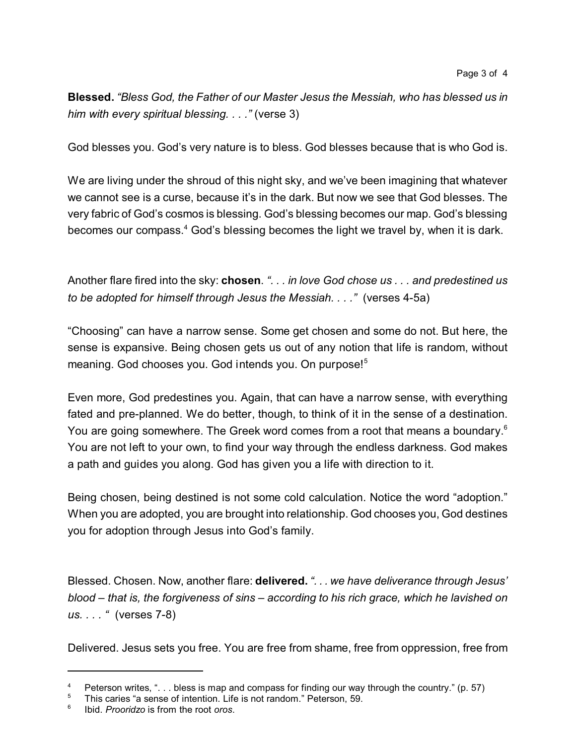**Blessed.** *"Bless God, the Father of our Master Jesus the Messiah, who has blessed us in him with every spiritual blessing. . . ."* (verse 3)

God blesses you. God's very nature is to bless. God blesses because that is who God is.

We are living under the shroud of this night sky, and we've been imagining that whatever we cannot see is a curse, because it's in the dark. But now we see that God blesses. The very fabric of God's cosmos is blessing. God's blessing becomes our map. God's blessing becomes our compass.[4] God's blessing becomes the light we travel by, when it is dark.

Another flare fired into the sky: **chosen**. *". . . in love God chose us . . . and predestined us to be adopted for himself through Jesus the Messiah. . . ."* (verses 4-5a)

"Choosing" can have a narrow sense. Some get chosen and some do not. But here, the sense is expansive. Being chosen gets us out of any notion that life is random, without meaning. God chooses you. God intends you. On purpose![5]

Even more, God predestines you. Again, that can have a narrow sense, with everything fated and pre-planned. We do better, though, to think of it in the sense of a destination. You are going somewhere. The Greek word comes from a root that means a boundary.[6] You are not left to your own, to find your way through the endless darkness. God makes a path and guides you along. God has given you a life with direction to it.

Being chosen, being destined is not some cold calculation. Notice the word "adoption." When you are adopted, you are brought into relationship. God chooses you, God destines you for adoption through Jesus into God's family.

Blessed. Chosen. Now, another flare: **delivered.** *". . . we have deliverance through Jesus' blood – that is, the forgiveness of sins – according to his rich grace, which he lavished on us. . . . "* (verses 7-8)

Delivered. Jesus sets you free. You are free from shame, free from oppression, free from

---

[4] Peterson writes, ". . . bless is map and compass for finding our way through the country." (p. 57)

[5] This caries "a sense of intention. Life is not random." Peterson, 59.

[6] Ibid. *Prooridzo* is from the root *oros*.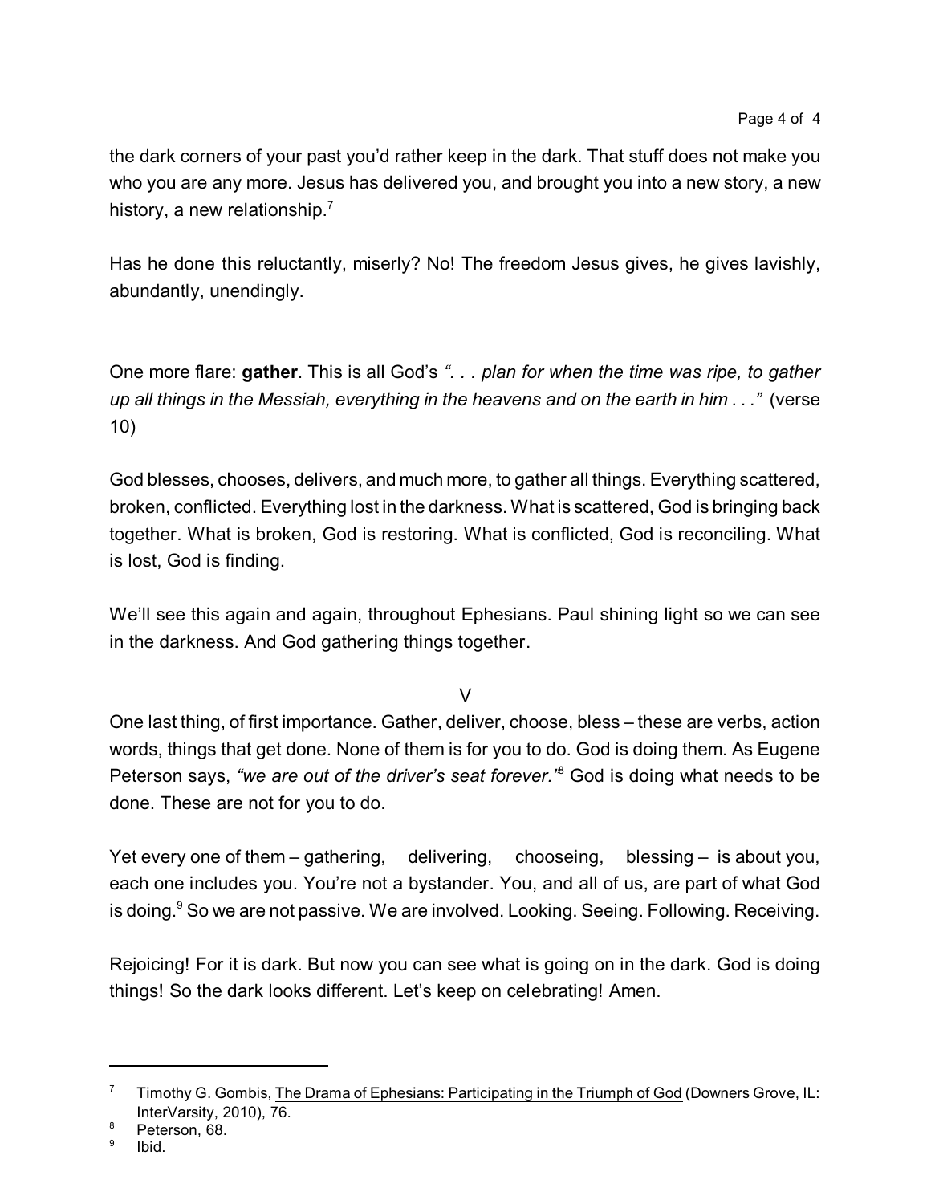the dark corners of your past you'd rather keep in the dark. That stuff does not make you who you are any more. Jesus has delivered you, and brought you into a new story, a new history, a new relationship.[7]

Has he done this reluctantly, miserly? No! The freedom Jesus gives, he gives lavishly, abundantly, unendingly.

One more flare: **gather**. This is all God's *". . . plan for when the time was ripe, to gather up all things in the Messiah, everything in the heavens and on the earth in him . . ."* (verse 10)

God blesses, chooses, delivers, and much more, to gather all things. Everything scattered, broken, conflicted. Everything lost in the darkness. What is scattered, God is bringing back together. What is broken, God is restoring. What is conflicted, God is reconciling. What is lost, God is finding.

We'll see this again and again, throughout Ephesians. Paul shining light so we can see in the darkness. And God gathering things together.

V

One last thing, of first importance. Gather, deliver, choose, bless – these are verbs, action words, things that get done. None of them is for you to do. God is doing them. As Eugene Peterson says, *"we are out of the driver's seat forever."*[8] God is doing what needs to be done. These are not for you to do.

Yet every one of them – gathering, delivering, chooseing, blessing – is about you, each one includes you. You're not a bystander. You, and all of us, are part of what God is doing.[9] So we are not passive. We are involved. Looking. Seeing. Following. Receiving.

Rejoicing! For it is dark. But now you can see what is going on in the dark. God is doing things! So the dark looks different. Let's keep on celebrating! Amen.

---

[7] Timothy G. Gombis, The Drama of Ephesians: Participating in the Triumph of God (Downers Grove, IL: InterVarsity, 2010), 76.

[8] Peterson, 68.

[9] Ibid.